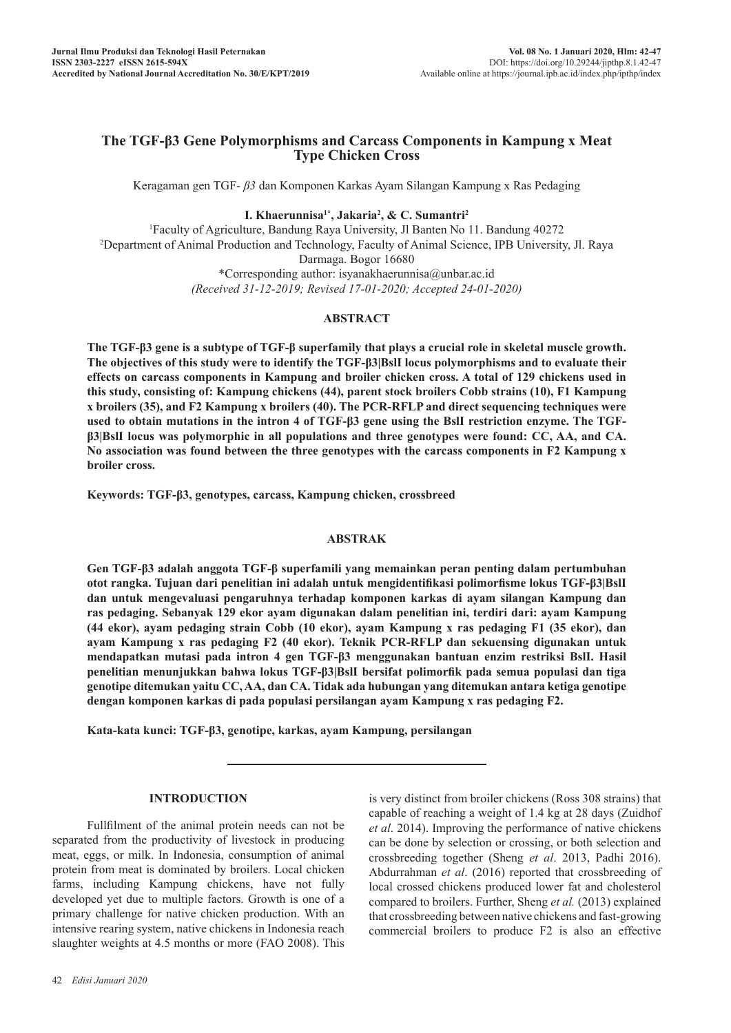# The TGF-β3 Gene Polymorphisms and Carcass Components in Kampung x Meat Type Chicken Cross

Keragaman gen TGF- *β3* dan Komponen Karkas Ayam Silangan Kampung x Ras Pedaging

**I. Khaerunnisa[1*], Jakaria[2], & C. Sumantri[2]**

[1]Faculty of Agriculture, Bandung Raya University, Jl Banten No 11. Bandung 40272

[2]Department of Animal Production and Technology, Faculty of Animal Science, IPB University, Jl. Raya Darmaga. Bogor 16680

*Corresponding author: isyanakhaerunnisa@unbar.ac.id

*(Received 31-12-2019; Revised 17-01-2020; Accepted 24-01-2020)*

## ABSTRACT

**The TGF-β3 gene is a subtype of TGF-β superfamily that plays a crucial role in skeletal muscle growth. The objectives of this study were to identify the TGF-β3|BslI locus polymorphisms and to evaluate their effects on carcass components in Kampung and broiler chicken cross. A total of 129 chickens used in this study, consisting of: Kampung chickens (44), parent stock broilers Cobb strains (10), F1 Kampung x broilers (35), and F2 Kampung x broilers (40). The PCR-RFLP and direct sequencing techniques were used to obtain mutations in the intron 4 of TGF-β3 gene using the BslI restriction enzyme. The TGF-β3|BslI locus was polymorphic in all populations and three genotypes were found: CC, AA, and CA. No association was found between the three genotypes with the carcass components in F2 Kampung x broiler cross.**

**Keywords: TGF-β3, genotypes, carcass, Kampung chicken, crossbreed**

## ABSTRAK

**Gen TGF-β3 adalah anggota TGF-β superfamili yang memainkan peran penting dalam pertumbuhan otot rangka. Tujuan dari penelitian ini adalah untuk mengidentifikasi polimorfisme lokus TGF-β3|BslI dan untuk mengevaluasi pengaruhnya terhadap komponen karkas di ayam silangan Kampung dan ras pedaging. Sebanyak 129 ekor ayam digunakan dalam penelitian ini, terdiri dari: ayam Kampung (44 ekor), ayam pedaging strain Cobb (10 ekor), ayam Kampung x ras pedaging F1 (35 ekor), dan ayam Kampung x ras pedaging F2 (40 ekor). Teknik PCR-RFLP dan sekuensing digunakan untuk mendapatkan mutasi pada intron 4 gen TGF-β3 menggunakan bantuan enzim restriksi BslI. Hasil penelitian menunjukkan bahwa lokus TGF-β3|BslI bersifat polimorfik pada semua populasi dan tiga genotipe ditemukan yaitu CC, AA, dan CA. Tidak ada hubungan yang ditemukan antara ketiga genotipe dengan komponen karkas di pada populasi persilangan ayam Kampung x ras pedaging F2.**

**Kata-kata kunci: TGF-β3, genotipe, karkas, ayam Kampung, persilangan**

## INTRODUCTION

Fullfilment of the animal protein needs can not be separated from the productivity of livestock in producing meat, eggs, or milk. In Indonesia, consumption of animal protein from meat is dominated by broilers. Local chicken farms, including Kampung chickens, have not fully developed yet due to multiple factors. Growth is one of a primary challenge for native chicken production. With an intensive rearing system, native chickens in Indonesia reach slaughter weights at 4.5 months or more (FAO 2008). This is very distinct from broiler chickens (Ross 308 strains) that capable of reaching a weight of 1.4 kg at 28 days (Zuidhof *et al*. 2014). Improving the performance of native chickens can be done by selection or crossing, or both selection and crossbreeding together (Sheng *et al*. 2013, Padhi 2016). Abdurrahman *et al*. (2016) reported that crossbreeding of local crossed chickens produced lower fat and cholesterol compared to broilers. Further, Sheng *et al.* (2013) explained that crossbreeding between native chickens and fast-growing commercial broilers to produce F2 is also an effective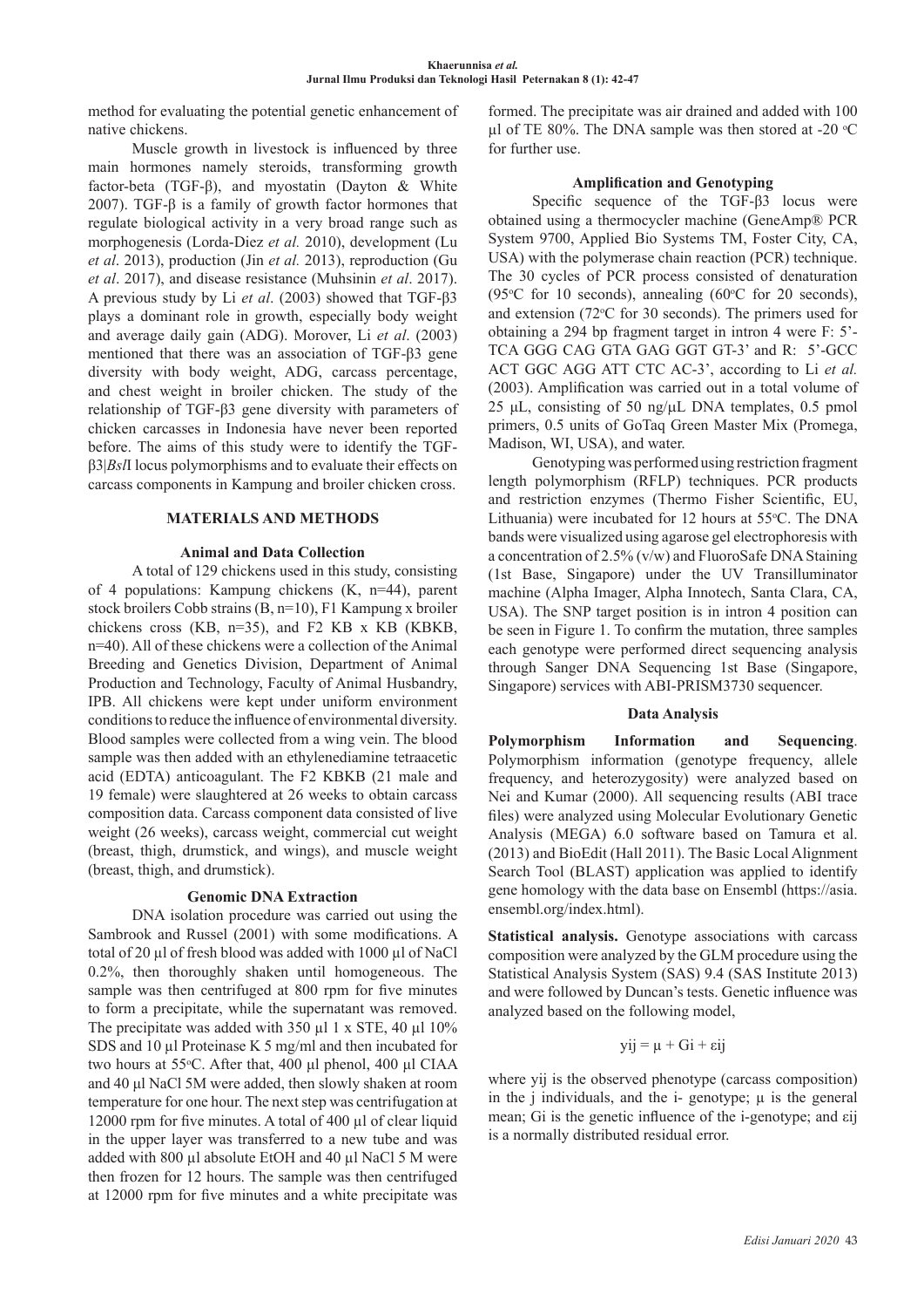method for evaluating the potential genetic enhancement of native chickens.

Muscle growth in livestock is influenced by three main hormones namely steroids, transforming growth factor-beta (TGF-β), and myostatin (Dayton & White 2007). TGF-β is a family of growth factor hormones that regulate biological activity in a very broad range such as morphogenesis (Lorda-Diez *et al.* 2010), development (Lu *et al*. 2013), production (Jin *et al.* 2013), reproduction (Gu *et al*. 2017), and disease resistance (Muhsinin *et al*. 2017). A previous study by Li *et al*. (2003) showed that TGF-β3 plays a dominant role in growth, especially body weight and average daily gain (ADG). Morover, Li *et al*. (2003) mentioned that there was an association of TGF-β3 gene diversity with body weight, ADG, carcass percentage, and chest weight in broiler chicken. The study of the relationship of TGF-β3 gene diversity with parameters of chicken carcasses in Indonesia have never been reported before. The aims of this study were to identify the TGF-β3|*Bsl*I locus polymorphisms and to evaluate their effects on carcass components in Kampung and broiler chicken cross.

## MATERIALS AND METHODS

### Animal and Data Collection

A total of 129 chickens used in this study, consisting of 4 populations: Kampung chickens (K, n=44), parent stock broilers Cobb strains (B, n=10), F1 Kampung x broiler chickens cross (KB, n=35), and F2 KB x KB (KBKB, n=40). All of these chickens were a collection of the Animal Breeding and Genetics Division, Department of Animal Production and Technology, Faculty of Animal Husbandry, IPB. All chickens were kept under uniform environment conditions to reduce the influence of environmental diversity. Blood samples were collected from a wing vein. The blood sample was then added with an ethylenediamine tetraacetic acid (EDTA) anticoagulant. The F2 KBKB (21 male and 19 female) were slaughtered at 26 weeks to obtain carcass composition data. Carcass component data consisted of live weight (26 weeks), carcass weight, commercial cut weight (breast, thigh, drumstick, and wings), and muscle weight (breast, thigh, and drumstick).

### Genomic DNA Extraction

DNA isolation procedure was carried out using the Sambrook and Russel (2001) with some modifications. A total of 20 µl of fresh blood was added with 1000 µl of NaCl 0.2%, then thoroughly shaken until homogeneous. The sample was then centrifuged at 800 rpm for five minutes to form a precipitate, while the supernatant was removed. The precipitate was added with 350 µl 1 x STE, 40 µl 10% SDS and 10 µl Proteinase K 5 mg/ml and then incubated for two hours at 55°C. After that, 400 µl phenol, 400 µl CIAA and 40 µl NaCl 5M were added, then slowly shaken at room temperature for one hour. The next step was centrifugation at 12000 rpm for five minutes. A total of 400 µl of clear liquid in the upper layer was transferred to a new tube and was added with 800 µl absolute EtOH and 40 µl NaCl 5 M were then frozen for 12 hours. The sample was then centrifuged at 12000 rpm for five minutes and a white precipitate was formed. The precipitate was air drained and added with 100 µl of TE 80%. The DNA sample was then stored at -20 °C for further use.

### Amplification and Genotyping

Specific sequence of the TGF-β3 locus were obtained using a thermocycler machine (GeneAmp® PCR System 9700, Applied Bio Systems TM, Foster City, CA, USA) with the polymerase chain reaction (PCR) technique. The 30 cycles of PCR process consisted of denaturation (95°C for 10 seconds), annealing (60°C for 20 seconds), and extension (72°C for 30 seconds). The primers used for obtaining a 294 bp fragment target in intron 4 were F: 5'-TCA GGG CAG GTA GAG GGT GT-3' and R: 5'-GCC ACT GGC AGG ATT CTC AC-3', according to Li *et al.* (2003). Amplification was carried out in a total volume of 25 µL, consisting of 50 ng/µL DNA templates, 0.5 pmol primers, 0.5 units of GoTaq Green Master Mix (Promega, Madison, WI, USA), and water.

Genotyping was performed using restriction fragment length polymorphism (RFLP) techniques. PCR products and restriction enzymes (Thermo Fisher Scientific, EU, Lithuania) were incubated for 12 hours at 55°C. The DNA bands were visualized using agarose gel electrophoresis with a concentration of 2.5% (v/w) and FluoroSafe DNA Staining (1st Base, Singapore) under the UV Transilluminator machine (Alpha Imager, Alpha Innotech, Santa Clara, CA, USA). The SNP target position is in intron 4 position can be seen in Figure 1. To confirm the mutation, three samples each genotype were performed direct sequencing analysis through Sanger DNA Sequencing 1st Base (Singapore, Singapore) services with ABI-PRISM3730 sequencer.

### Data Analysis

**Polymorphism Information and Sequencing**. Polymorphism information (genotype frequency, allele frequency, and heterozygosity) were analyzed based on Nei and Kumar (2000). All sequencing results (ABI trace files) were analyzed using Molecular Evolutionary Genetic Analysis (MEGA) 6.0 software based on Tamura et al. (2013) and BioEdit (Hall 2011). The Basic Local Alignment Search Tool (BLAST) application was applied to identify gene homology with the data base on Ensembl (https://asia.ensembl.org/index.html).

**Statistical analysis.** Genotype associations with carcass composition were analyzed by the GLM procedure using the Statistical Analysis System (SAS) 9.4 (SAS Institute 2013) and were followed by Duncan's tests. Genetic influence was analyzed based on the following model,

$$y_{ij} = \mu + G_i + \varepsilon_{ij}$$

where $y_{ij}$ is the observed phenotype (carcass composition) in the j individuals, and the i- genotype; $\mu$ is the general mean; $G_i$ is the genetic influence of the i-genotype; and $\varepsilon_{ij}$ is a normally distributed residual error.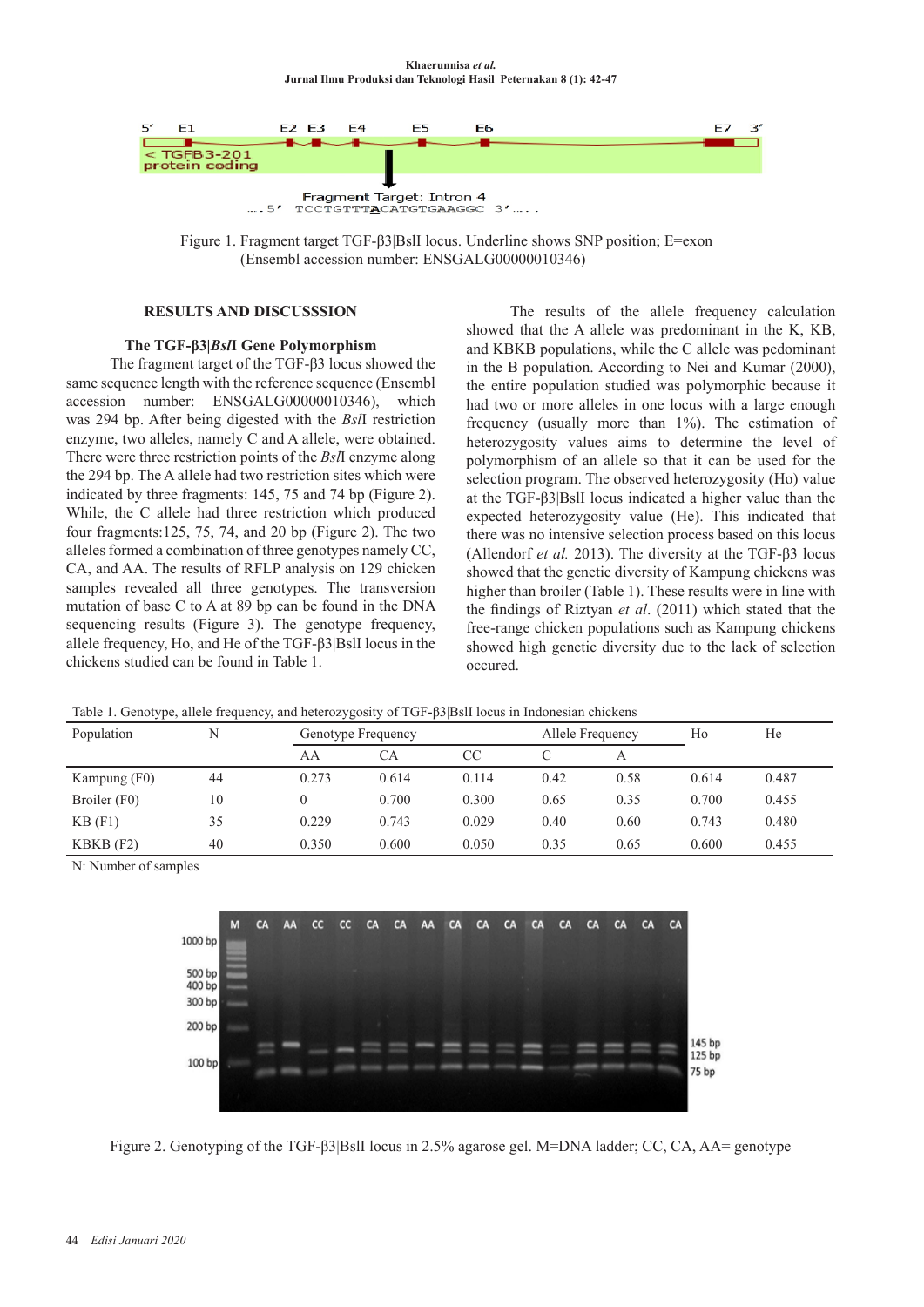Figure 1. Fragment target TGF-β3|BslI locus. Underline shows SNP position; E=exon (Ensembl accession number: ENSGALG00000010346)

## RESULTS AND DISCUSSSION

### The TGF-β3|*Bsl*I Gene Polymorphism

The fragment target of the TGF-β3 locus showed the same sequence length with the reference sequence (Ensembl accession number: ENSGALG00000010346), which was 294 bp. After being digested with the *Bsl*I restriction enzyme, two alleles, namely C and A allele, were obtained. There were three restriction points of the *Bsl*I enzyme along the 294 bp. The A allele had two restriction sites which were indicated by three fragments: 145, 75 and 74 bp (Figure 2). While, the C allele had three restriction which produced four fragments:125, 75, 74, and 20 bp (Figure 2). The two alleles formed a combination of three genotypes namely CC, CA, and AA. The results of RFLP analysis on 129 chicken samples revealed all three genotypes. The transversion mutation of base C to A at 89 bp can be found in the DNA sequencing results (Figure 3). The genotype frequency, allele frequency, Ho, and He of the TGF-β3|BslI locus in the chickens studied can be found in Table 1.

The results of the allele frequency calculation showed that the A allele was predominant in the K, KB, and KBKB populations, while the C allele was pedominant in the B population. According to Nei and Kumar (2000), the entire population studied was polymorphic because it had two or more alleles in one locus with a large enough frequency (usually more than 1%). The estimation of heterozygosity values aims to determine the level of polymorphism of an allele so that it can be used for the selection program. The observed heterozygosity (Ho) value at the TGF-β3|BslI locus indicated a higher value than the expected heterozygosity value (He). This indicated that there was no intensive selection process based on this locus (Allendorf *et al.* 2013). The diversity at the TGF-β3 locus showed that the genetic diversity of Kampung chickens was higher than broiler (Table 1). These results were in line with the findings of Riztyan *et al*. (2011) which stated that the free-range chicken populations such as Kampung chickens showed high genetic diversity due to the lack of selection occured.

Table 1. Genotype, allele frequency, and heterozygosity of TGF-β3|BslI locus in Indonesian chickens

| Population | N | Genotype Frequency | | | Allele Frequency | | Ho | He |
|---|---|---|---|---|---|---|---|---|
| | | AA | CA | CC | C | A | | |
| Kampung (F0) | 44 | 0.273 | 0.614 | 0.114 | 0.42 | 0.58 | 0.614 | 0.487 |
| Broiler (F0) | 10 | 0 | 0.700 | 0.300 | 0.65 | 0.35 | 0.700 | 0.455 |
| KB (F1) | 35 | 0.229 | 0.743 | 0.029 | 0.40 | 0.60 | 0.743 | 0.480 |
| KBKB (F2) | 40 | 0.350 | 0.600 | 0.050 | 0.35 | 0.65 | 0.600 | 0.455 |

N: Number of samples

Figure 2. Genotyping of the TGF-β3|BslI locus in 2.5% agarose gel. M=DNA ladder; CC, CA, AA= genotype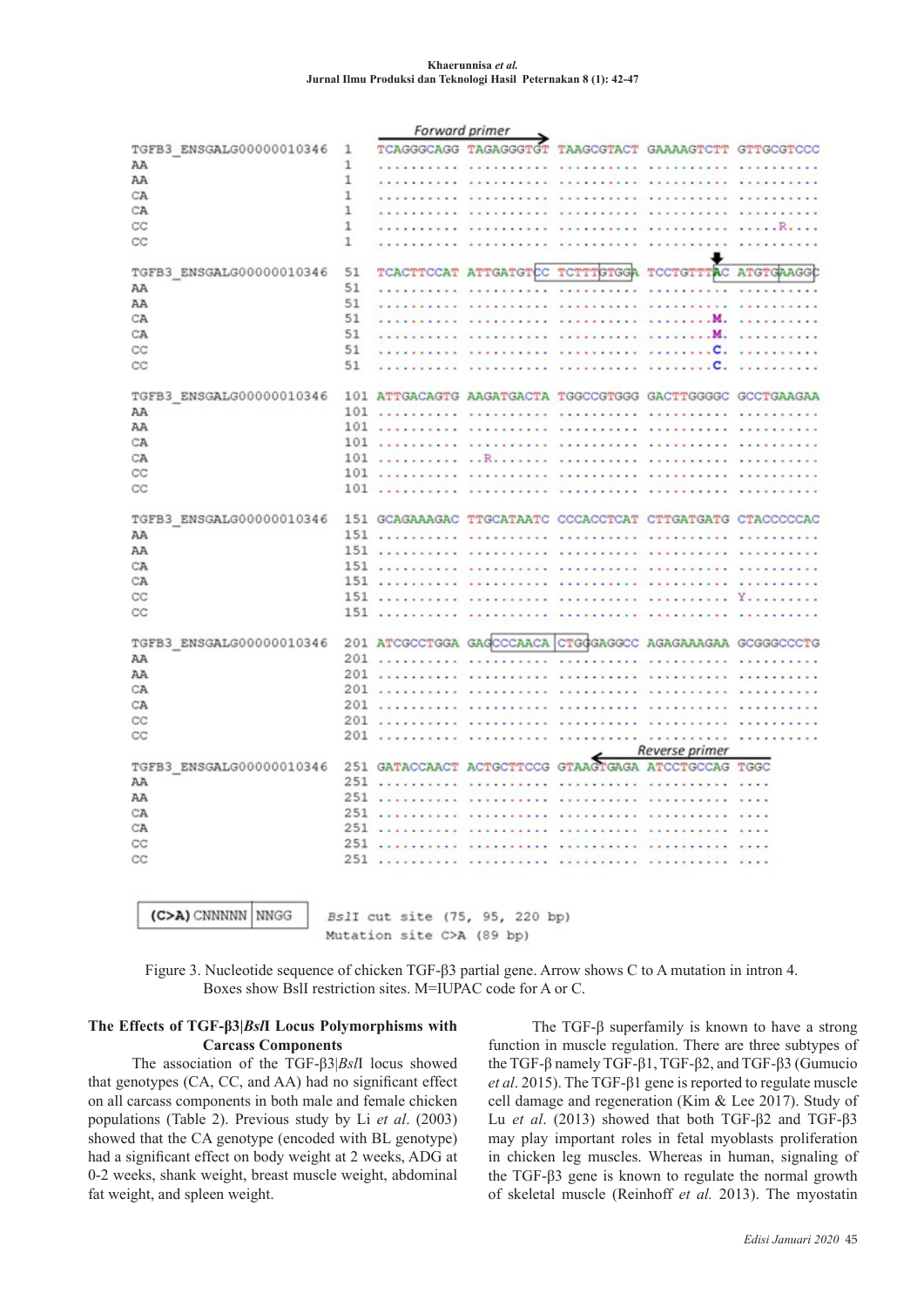```
                                              Forward primer
TGFB3_ENSGALG00000010346   1   TCAGGGCAGG TAGAGGGTGT TAAGCGTACT GAAAAGTCTT GTTGCGTCCC
AA                         1   .......... .......... .......... .......... ..........
AA                         1   .......... .......... .......... .......... ..........
CA                         1   .......... .......... .......... .......... ..........
CA                         1   .......... .......... .......... .......... ..........
CC                         1   .......... .......... .......... .......... .....R....
CC                         1   .......... .......... .......... .......... ..........

TGFB3_ENSGALG00000010346   51  TCACTTCCAT ATTGATGTCC TCTTTGTGGA TCCTGTTTAC ATGTGAAGGC
AA                         51  .......... .......... .......... .......... ..........
AA                         51  .......... .......... .......... .......... ..........
CA                         51  .......... .......... .......... ........M. ..........
CA                         51  .......... .......... .......... ........M. ..........
CC                         51  .......... .......... .......... ........C. ..........
CC                         51  .......... .......... .......... ........C. ..........

TGFB3_ENSGALG00000010346   101 ATTGACAGTG AAGATGACTA TGGCCGTGGG GACTTGGGGC GCCTGAAGAA
AA                         101 .......... .......... .......... .......... ..........
AA                         101 .......... .......... .......... .......... ..........
CA                         101 .......... .......... .......... .......... ..........
CA                         101 .......... ..R....... .......... .......... ..........
CC                         101 .......... .......... .......... .......... ..........
CC                         101 .......... .......... .......... .......... ..........

TGFB3_ENSGALG00000010346   151 GCAGAAAGAC TTGCATAATC CCCACCTCAT CTTGATGATG CTACCCCCAC
AA                         151 .......... .......... .......... .......... ..........
AA                         151 .......... .......... .......... .......... ..........
CA                         151 .......... .......... .......... .......... ..........
CA                         151 .......... .......... .......... .......... ..........
CC                         151 .......... .......... .......... .......... Y.........
CC                         151 .......... .......... .......... .......... ..........

TGFB3_ENSGALG00000010346   201 ATCGCCTGGA GAGCCCAACA CTGGGAGGCC AGAGAAAGAA GCGGGCCCTG
AA                         201 .......... .......... .......... .......... ..........
AA                         201 .......... .......... .......... .......... ..........
CA                         201 .......... .......... .......... .......... ..........
CA                         201 .......... .......... .......... .......... ..........
CC                         201 .......... .......... .......... .......... ..........
CC                         201 .......... .......... .......... .......... ..........
                                                           Reverse primer
TGFB3_ENSGALG00000010346   251 GATACCAACT ACTGCTTCCG GTAAGTGAGA ATCCTGCCAG TGGC
AA                         251 .......... .......... .......... .......... ....
AA                         251 .......... .......... .......... .......... ....
CA                         251 .......... .......... .......... .......... ....
CA                         251 .......... .......... .......... .......... ....
CC                         251 .......... .......... .......... .......... ....
CC                         251 .......... .......... .......... .......... ....

(C>A) CNNNNN | NNGG      BslI cut site (75, 95, 220 bp)
                         Mutation site C>A (89 bp)
```

Figure 3. Nucleotide sequence of chicken TGF-β3 partial gene. Arrow shows C to A mutation in intron 4. Boxes show BslI restriction sites. M=IUPAC code for A or C.

## The Effects of TGF-β3|*Bsl*I Locus Polymorphisms with Carcass Components

The association of the TGF-β3|*Bsl*I locus showed that genotypes (CA, CC, and AA) had no significant effect on all carcass components in both male and female chicken populations (Table 2). Previous study by Li *et al*. (2003) showed that the CA genotype (encoded with BL genotype) had a significant effect on body weight at 2 weeks, ADG at 0-2 weeks, shank weight, breast muscle weight, abdominal fat weight, and spleen weight.

The TGF-β superfamily is known to have a strong function in muscle regulation. There are three subtypes of the TGF-β namely TGF-β1, TGF-β2, and TGF-β3 (Gumucio *et al*. 2015). The TGF-β1 gene is reported to regulate muscle cell damage and regeneration (Kim & Lee 2017). Study of Lu *et al*. (2013) showed that both TGF-β2 and TGF-β3 may play important roles in fetal myoblasts proliferation in chicken leg muscles. Whereas in human, signaling of the TGF-β3 gene is known to regulate the normal growth of skeletal muscle (Reinhoff *et al.* 2013). The myostatin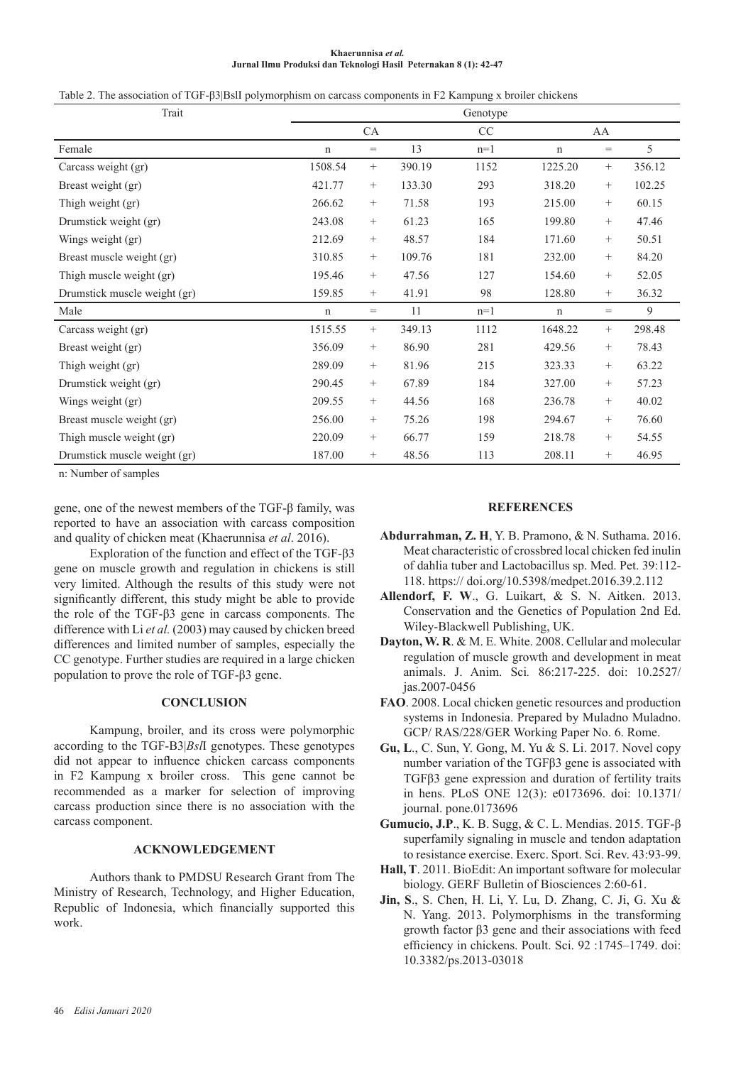Table 2. The association of TGF-β3|BslI polymorphism on carcass components in F2 Kampung x broiler chickens

| Trait | Genotype | | | | | | |
|---|---|---|---|---|---|---|---|
| | CA | | | CC | AA | | |
| Female | n | = | 13 | n=1 | n | = | 5 |
| Carcass weight (gr) | 1508.54 | + | 390.19 | 1152 | 1225.20 | + | 356.12 |
| Breast weight (gr) | 421.77 | + | 133.30 | 293 | 318.20 | + | 102.25 |
| Thigh weight (gr) | 266.62 | + | 71.58 | 193 | 215.00 | + | 60.15 |
| Drumstick weight (gr) | 243.08 | + | 61.23 | 165 | 199.80 | + | 47.46 |
| Wings weight (gr) | 212.69 | + | 48.57 | 184 | 171.60 | + | 50.51 |
| Breast muscle weight (gr) | 310.85 | + | 109.76 | 181 | 232.00 | + | 84.20 |
| Thigh muscle weight (gr) | 195.46 | + | 47.56 | 127 | 154.60 | + | 52.05 |
| Drumstick muscle weight (gr) | 159.85 | + | 41.91 | 98 | 128.80 | + | 36.32 |
| Male | n | = | 11 | n=1 | n | = | 9 |
| Carcass weight (gr) | 1515.55 | + | 349.13 | 1112 | 1648.22 | + | 298.48 |
| Breast weight (gr) | 356.09 | + | 86.90 | 281 | 429.56 | + | 78.43 |
| Thigh weight (gr) | 289.09 | + | 81.96 | 215 | 323.33 | + | 63.22 |
| Drumstick weight (gr) | 290.45 | + | 67.89 | 184 | 327.00 | + | 57.23 |
| Wings weight (gr) | 209.55 | + | 44.56 | 168 | 236.78 | + | 40.02 |
| Breast muscle weight (gr) | 256.00 | + | 75.26 | 198 | 294.67 | + | 76.60 |
| Thigh muscle weight (gr) | 220.09 | + | 66.77 | 159 | 218.78 | + | 54.55 |
| Drumstick muscle weight (gr) | 187.00 | + | 48.56 | 113 | 208.11 | + | 46.95 |

n: Number of samples

gene, one of the newest members of the TGF-β family, was reported to have an association with carcass composition and quality of chicken meat (Khaerunnisa *et al*. 2016).

Exploration of the function and effect of the TGF-β3 gene on muscle growth and regulation in chickens is still very limited. Although the results of this study were not significantly different, this study might be able to provide the role of the TGF-β3 gene in carcass components. The difference with Li *et al.* (2003) may caused by chicken breed differences and limited number of samples, especially the CC genotype. Further studies are required in a large chicken population to prove the role of TGF-β3 gene.

## CONCLUSION

Kampung, broiler, and its cross were polymorphic according to the TGF-B3|*Bsl*I genotypes. These genotypes did not appear to influence chicken carcass components in F2 Kampung x broiler cross. This gene cannot be recommended as a marker for selection of improving carcass production since there is no association with the carcass component.

## ACKNOWLEDGEMENT

Authors thank to PMDSU Research Grant from The Ministry of Research, Technology, and Higher Education, Republic of Indonesia, which financially supported this work.

## REFERENCES

**Abdurrahman, Z. H**, Y. B. Pramono, & N. Suthama. 2016. Meat characteristic of crossbred local chicken fed inulin of dahlia tuber and Lactobacillus sp. Med. Pet. 39:112-118. https:// doi.org/10.5398/medpet.2016.39.2.112

**Allendorf, F. W**., G. Luikart, & S. N. Aitken. 2013. Conservation and the Genetics of Population 2nd Ed. Wiley-Blackwell Publishing, UK.

**Dayton, W. R**. & M. E. White. 2008. Cellular and molecular regulation of muscle growth and development in meat animals. J. Anim. Sci. 86:217-225. doi: 10.2527/jas.2007-0456

**FAO**. 2008. Local chicken genetic resources and production systems in Indonesia. Prepared by Muladno Muladno. GCP/ RAS/228/GER Working Paper No. 6. Rome.

**Gu, L**., C. Sun, Y. Gong, M. Yu & S. Li. 2017. Novel copy number variation of the TGFβ3 gene is associated with TGFβ3 gene expression and duration of fertility traits in hens. PLoS ONE 12(3): e0173696. doi: 10.1371/journal. pone.0173696

**Gumucio, J.P**., K. B. Sugg, & C. L. Mendias. 2015. TGF-β superfamily signaling in muscle and tendon adaptation to resistance exercise. Exerc. Sport. Sci. Rev. 43:93-99.

**Hall, T**. 2011. BioEdit: An important software for molecular biology. GERF Bulletin of Biosciences 2:60-61.

**Jin, S**., S. Chen, H. Li, Y. Lu, D. Zhang, C. Ji, G. Xu & N. Yang. 2013. Polymorphisms in the transforming growth factor β3 gene and their associations with feed efficiency in chickens. Poult. Sci. 92 :1745–1749. doi: 10.3382/ps.2013-03018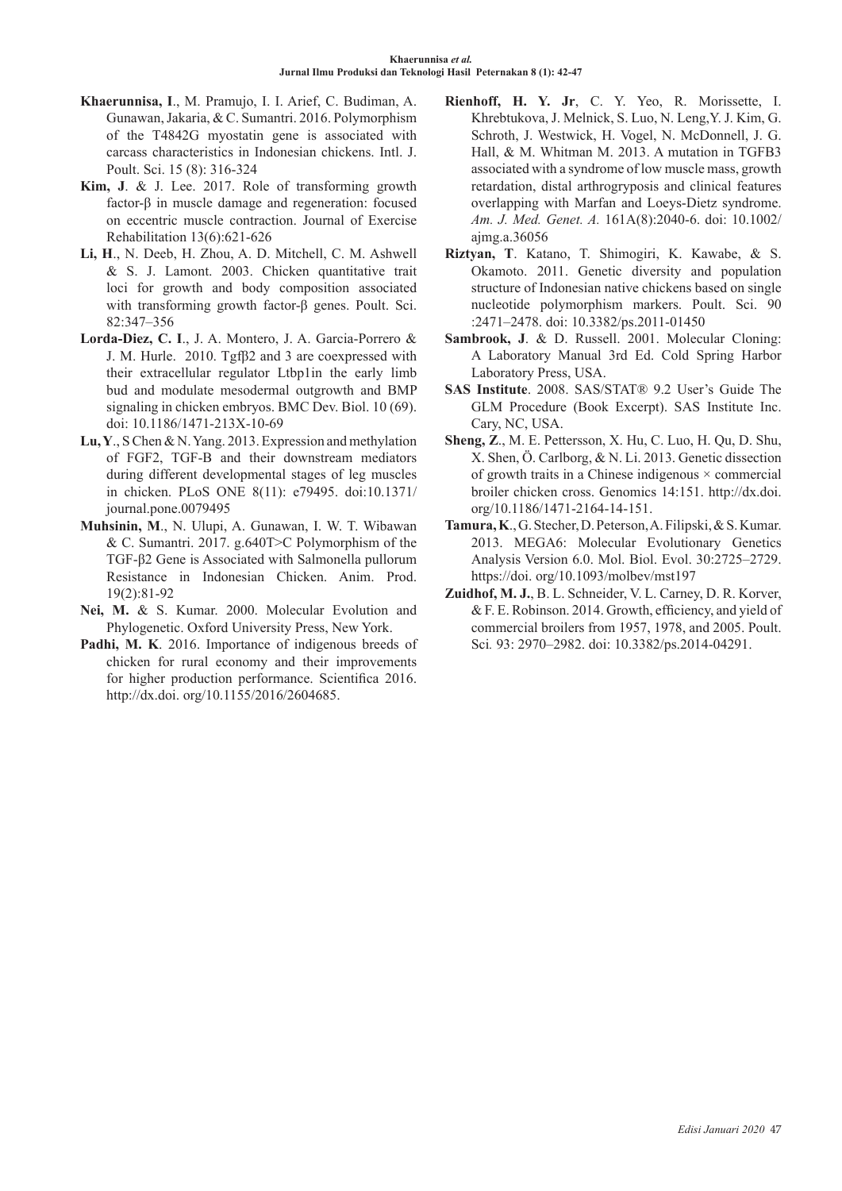**Khaerunnisa, I**., M. Pramujo, I. I. Arief, C. Budiman, A. Gunawan, Jakaria, & C. Sumantri. 2016. Polymorphism of the T4842G myostatin gene is associated with carcass characteristics in Indonesian chickens. Intl. J. Poult. Sci. 15 (8): 316-324

**Kim, J**. & J. Lee. 2017. Role of transforming growth factor-β in muscle damage and regeneration: focused on eccentric muscle contraction. Journal of Exercise Rehabilitation 13(6):621-626

**Li, H**., N. Deeb, H. Zhou, A. D. Mitchell, C. M. Ashwell & S. J. Lamont. 2003. Chicken quantitative trait loci for growth and body composition associated with transforming growth factor-β genes. Poult. Sci. 82:347–356

**Lorda-Diez, C. I**., J. A. Montero, J. A. Garcia-Porrero & J. M. Hurle. 2010. Tgfβ2 and 3 are coexpressed with their extracellular regulator Ltbp1in the early limb bud and modulate mesodermal outgrowth and BMP signaling in chicken embryos. BMC Dev. Biol. 10 (69). doi: 10.1186/1471-213X-10-69

**Lu, Y**., S Chen & N. Yang. 2013. Expression and methylation of FGF2, TGF-B and their downstream mediators during different developmental stages of leg muscles in chicken. PLoS ONE 8(11): e79495. doi:10.1371/journal.pone.0079495

**Muhsinin, M**., N. Ulupi, A. Gunawan, I. W. T. Wibawan & C. Sumantri. 2017. g.640T>C Polymorphism of the TGF-β2 Gene is Associated with Salmonella pullorum Resistance in Indonesian Chicken. Anim. Prod. 19(2):81-92

**Nei, M.** & S. Kumar. 2000. Molecular Evolution and Phylogenetic. Oxford University Press, New York.

**Padhi, M. K**. 2016. Importance of indigenous breeds of chicken for rural economy and their improvements for higher production performance. Scientifica 2016. http://dx.doi. org/10.1155/2016/2604685.

**Rienhoff, H. Y. Jr**, C. Y. Yeo, R. Morissette, I. Khrebtukova, J. Melnick, S. Luo, N. Leng,Y. J. Kim, G. Schroth, J. Westwick, H. Vogel, N. McDonnell, J. G. Hall, & M. Whitman M. 2013. A mutation in TGFB3 associated with a syndrome of low muscle mass, growth retardation, distal arthrogryposis and clinical features overlapping with Marfan and Loeys-Dietz syndrome. *Am. J. Med. Genet. A.* 161A(8):2040-6. doi: 10.1002/ajmg.a.36056

**Riztyan, T**. Katano, T. Shimogiri, K. Kawabe, & S. Okamoto. 2011. Genetic diversity and population structure of Indonesian native chickens based on single nucleotide polymorphism markers. Poult. Sci. 90 :2471–2478. doi: 10.3382/ps.2011-01450

**Sambrook, J**. & D. Russell. 2001. Molecular Cloning: A Laboratory Manual 3rd Ed. Cold Spring Harbor Laboratory Press, USA.

**SAS Institute**. 2008. SAS/STAT® 9.2 User's Guide The GLM Procedure (Book Excerpt). SAS Institute Inc. Cary, NC, USA.

**Sheng, Z**., M. E. Pettersson, X. Hu, C. Luo, H. Qu, D. Shu, X. Shen, Ö. Carlborg, & N. Li. 2013. Genetic dissection of growth traits in a Chinese indigenous × commercial broiler chicken cross. Genomics 14:151. http://dx.doi. org/10.1186/1471-2164-14-151.

**Tamura, K**., G. Stecher, D. Peterson, A. Filipski, & S. Kumar. 2013. MEGA6: Molecular Evolutionary Genetics Analysis Version 6.0. Mol. Biol. Evol. 30:2725–2729. https://doi. org/10.1093/molbev/mst197

**Zuidhof, M. J.**, B. L. Schneider, V. L. Carney, D. R. Korver, & F. E. Robinson. 2014. Growth, efficiency, and yield of commercial broilers from 1957, 1978, and 2005. Poult. Sci. 93: 2970–2982. doi: 10.3382/ps.2014-04291.